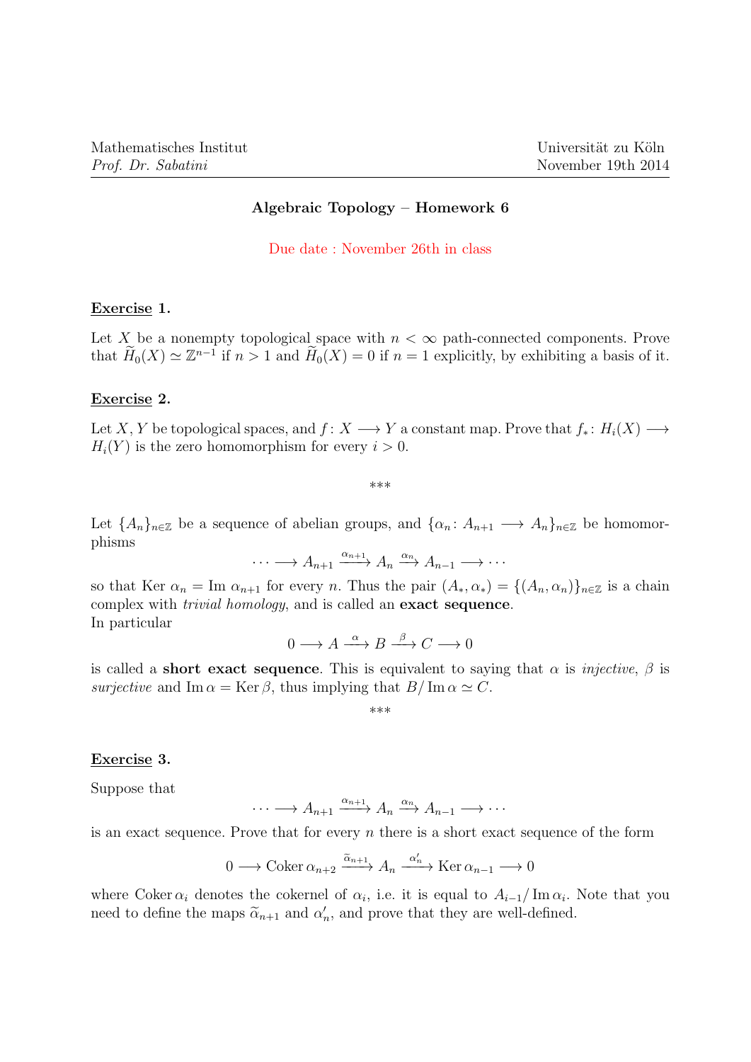Mathematisches Institut  
*Prof. Dr. Sabatini*

Universität zu Köln  
November 19th 2014

## Algebraic Topology – Homework 6

Due date : November 26th in class

**Exercise 1.**

Let $X$ be a nonempty topological space with $n < \infty$ path-connected components. Prove that $\widetilde{H}_0(X) \simeq \mathbb{Z}^{n-1}$ if $n > 1$ and $\widetilde{H}_0(X) = 0$ if $n = 1$ explicitly, by exhibiting a basis of it.

**Exercise 2.**

Let $X, Y$ be topological spaces, and $f : X \longrightarrow Y$ a constant map. Prove that $f_* : H_i(X) \longrightarrow H_i(Y)$ is the zero homomorphism for every $i > 0$.

\*\*\*

Let $\{A_n\}_{n\in\mathbb{Z}}$ be a sequence of abelian groups, and $\{\alpha_n : A_{n+1} \longrightarrow A_n\}_{n\in\mathbb{Z}}$ be homomorphisms

$$\cdots \longrightarrow A_{n+1} \xrightarrow{\alpha_{n+1}} A_n \xrightarrow{\alpha_n} A_{n-1} \longrightarrow \cdots$$

so that $\text{Ker } \alpha_n = \text{Im } \alpha_{n+1}$ for every $n$. Thus the pair $(A_*, \alpha_*) = \{(A_n, \alpha_n)\}_{n\in\mathbb{Z}}$ is a chain complex with *trivial homology*, and is called an **exact sequence**.
In particular

$$0 \longrightarrow A \xrightarrow{\alpha} B \xrightarrow{\beta} C \longrightarrow 0$$

is called a **short exact sequence**. This is equivalent to saying that $\alpha$ is *injective*, $\beta$ is *surjective* and $\text{Im}\,\alpha = \text{Ker}\,\beta$, thus implying that $B/\,\text{Im}\,\alpha \simeq C$.

\*\*\*

**Exercise 3.**

Suppose that

$$\cdots \longrightarrow A_{n+1} \xrightarrow{\alpha_{n+1}} A_n \xrightarrow{\alpha_n} A_{n-1} \longrightarrow \cdots$$

is an exact sequence. Prove that for every $n$ there is a short exact sequence of the form

$$0 \longrightarrow \text{Coker}\,\alpha_{n+2} \xrightarrow{\widetilde{\alpha}_{n+1}} A_n \xrightarrow{\alpha'_n} \text{Ker}\,\alpha_{n-1} \longrightarrow 0$$

where $\text{Coker}\,\alpha_i$ denotes the cokernel of $\alpha_i$, i.e. it is equal to $A_{i-1}/\,\text{Im}\,\alpha_i$. Note that you need to define the maps $\widetilde{\alpha}_{n+1}$ and $\alpha'_n$, and prove that they are well-defined.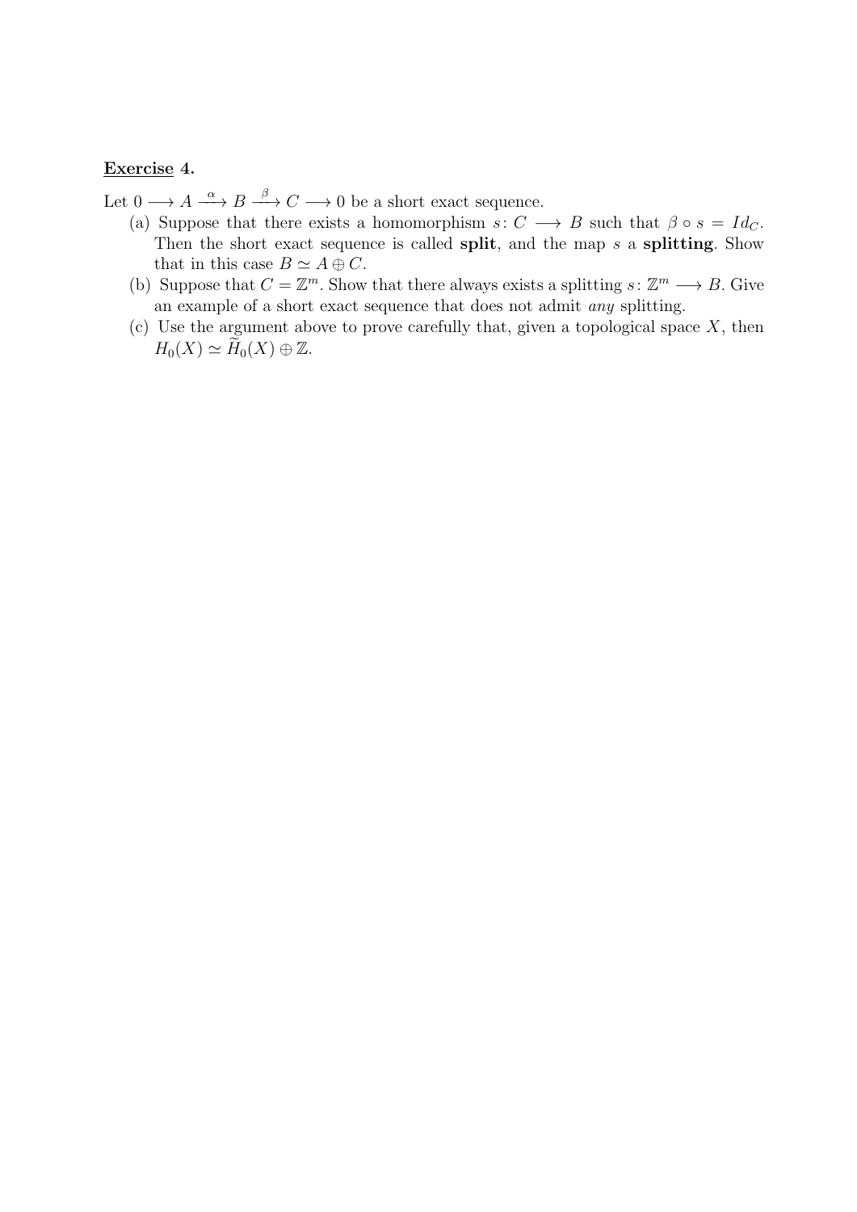**Exercise 4.**

Let $0 \longrightarrow A \xrightarrow{\alpha} B \xrightarrow{\beta} C \longrightarrow 0$ be a short exact sequence.

(a) Suppose that there exists a homomorphism $s\colon C \longrightarrow B$ such that $\beta \circ s = Id_C$. Then the short exact sequence is called **split**, and the map $s$ a **splitting**. Show that in this case $B \simeq A \oplus C$.

(b) Suppose that $C = \mathbb{Z}^m$. Show that there always exists a splitting $s\colon \mathbb{Z}^m \longrightarrow B$. Give an example of a short exact sequence that does not admit *any* splitting.

(c) Use the argument above to prove carefully that, given a topological space $X$, then $H_0(X) \simeq \widetilde{H}_0(X) \oplus \mathbb{Z}$.